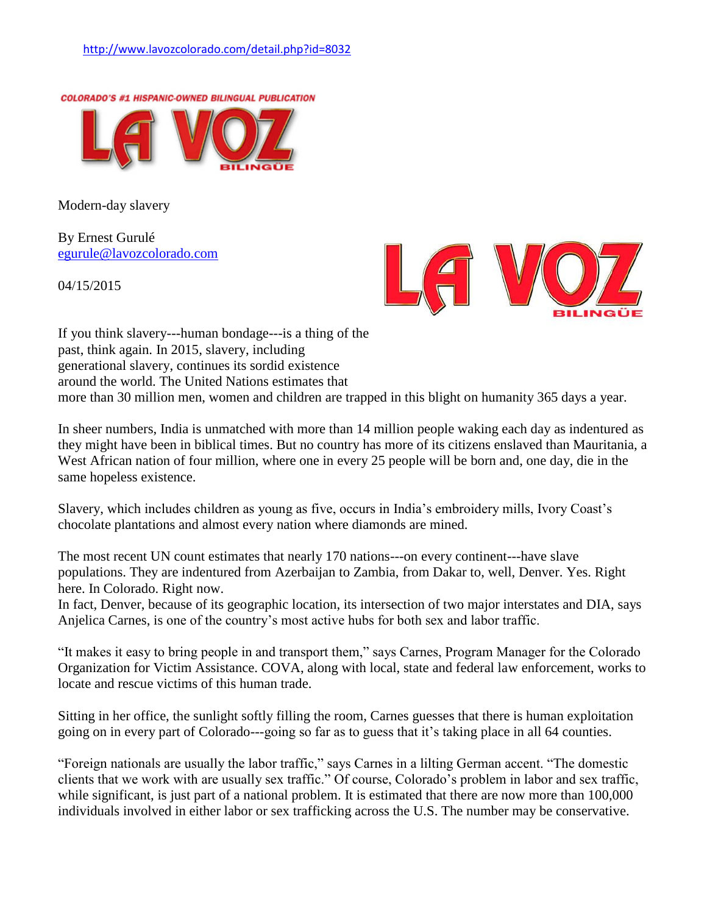http://www.lavozcolorado.com/detail.php?id=8032

COLORADO'S #1 HISPANIC-OWNED BILINGUAL PUBLICATION

LA VOZ BILINGÜE

# Modern-day slavery

By Ernest Gurulé
egurule@lavozcolorado.com

04/15/2015

If you think slavery---human bondage---is a thing of the past, think again. In 2015, slavery, including generational slavery, continues its sordid existence around the world. The United Nations estimates that more than 30 million men, women and children are trapped in this blight on humanity 365 days a year.

In sheer numbers, India is unmatched with more than 14 million people waking each day as indentured as they might have been in biblical times. But no country has more of its citizens enslaved than Mauritania, a West African nation of four million, where one in every 25 people will be born and, one day, die in the same hopeless existence.

Slavery, which includes children as young as five, occurs in India's embroidery mills, Ivory Coast's chocolate plantations and almost every nation where diamonds are mined.

The most recent UN count estimates that nearly 170 nations---on every continent---have slave populations. They are indentured from Azerbaijan to Zambia, from Dakar to, well, Denver. Yes. Right here. In Colorado. Right now.
In fact, Denver, because of its geographic location, its intersection of two major interstates and DIA, says Anjelica Carnes, is one of the country's most active hubs for both sex and labor traffic.

"It makes it easy to bring people in and transport them," says Carnes, Program Manager for the Colorado Organization for Victim Assistance. COVA, along with local, state and federal law enforcement, works to locate and rescue victims of this human trade.

Sitting in her office, the sunlight softly filling the room, Carnes guesses that there is human exploitation going on in every part of Colorado---going so far as to guess that it's taking place in all 64 counties.

"Foreign nationals are usually the labor traffic," says Carnes in a lilting German accent. "The domestic clients that we work with are usually sex traffic." Of course, Colorado's problem in labor and sex traffic, while significant, is just part of a national problem. It is estimated that there are now more than 100,000 individuals involved in either labor or sex trafficking across the U.S. The number may be conservative.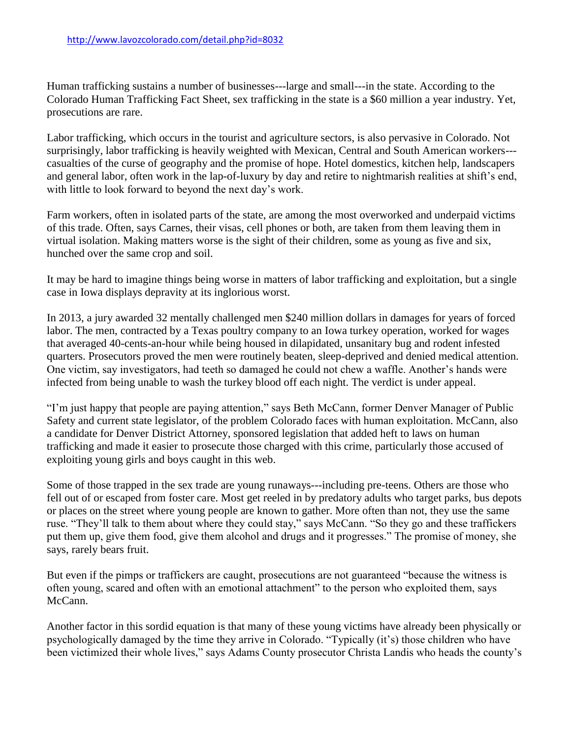http://www.lavozcolorado.com/detail.php?id=8032

Human trafficking sustains a number of businesses---large and small---in the state. According to the Colorado Human Trafficking Fact Sheet, sex trafficking in the state is a $60 million a year industry. Yet, prosecutions are rare.

Labor trafficking, which occurs in the tourist and agriculture sectors, is also pervasive in Colorado. Not surprisingly, labor trafficking is heavily weighted with Mexican, Central and South American workers---casualties of the curse of geography and the promise of hope. Hotel domestics, kitchen help, landscapers and general labor, often work in the lap-of-luxury by day and retire to nightmarish realities at shift's end, with little to look forward to beyond the next day's work.

Farm workers, often in isolated parts of the state, are among the most overworked and underpaid victims of this trade. Often, says Carnes, their visas, cell phones or both, are taken from them leaving them in virtual isolation. Making matters worse is the sight of their children, some as young as five and six, hunched over the same crop and soil.

It may be hard to imagine things being worse in matters of labor trafficking and exploitation, but a single case in Iowa displays depravity at its inglorious worst.

In 2013, a jury awarded 32 mentally challenged men $240 million dollars in damages for years of forced labor. The men, contracted by a Texas poultry company to an Iowa turkey operation, worked for wages that averaged 40-cents-an-hour while being housed in dilapidated, unsanitary bug and rodent infested quarters. Prosecutors proved the men were routinely beaten, sleep-deprived and denied medical attention. One victim, say investigators, had teeth so damaged he could not chew a waffle. Another's hands were infected from being unable to wash the turkey blood off each night. The verdict is under appeal.

"I'm just happy that people are paying attention," says Beth McCann, former Denver Manager of Public Safety and current state legislator, of the problem Colorado faces with human exploitation. McCann, also a candidate for Denver District Attorney, sponsored legislation that added heft to laws on human trafficking and made it easier to prosecute those charged with this crime, particularly those accused of exploiting young girls and boys caught in this web.

Some of those trapped in the sex trade are young runaways---including pre-teens. Others are those who fell out of or escaped from foster care. Most get reeled in by predatory adults who target parks, bus depots or places on the street where young people are known to gather. More often than not, they use the same ruse. "They'll talk to them about where they could stay," says McCann. "So they go and these traffickers put them up, give them food, give them alcohol and drugs and it progresses." The promise of money, she says, rarely bears fruit.

But even if the pimps or traffickers are caught, prosecutions are not guaranteed "because the witness is often young, scared and often with an emotional attachment" to the person who exploited them, says McCann.

Another factor in this sordid equation is that many of these young victims have already been physically or psychologically damaged by the time they arrive in Colorado. "Typically (it's) those children who have been victimized their whole lives," says Adams County prosecutor Christa Landis who heads the county's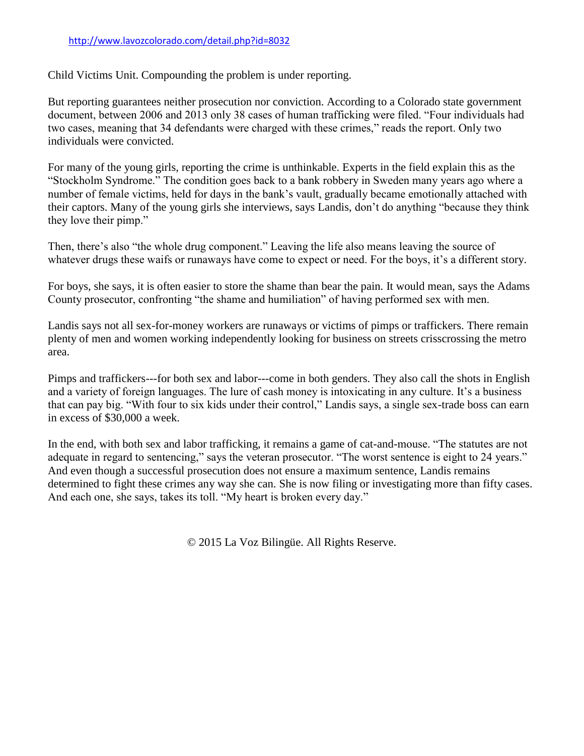http://www.lavozcolorado.com/detail.php?id=8032

Child Victims Unit. Compounding the problem is under reporting.

But reporting guarantees neither prosecution nor conviction. According to a Colorado state government document, between 2006 and 2013 only 38 cases of human trafficking were filed. "Four individuals had two cases, meaning that 34 defendants were charged with these crimes," reads the report. Only two individuals were convicted.

For many of the young girls, reporting the crime is unthinkable. Experts in the field explain this as the "Stockholm Syndrome." The condition goes back to a bank robbery in Sweden many years ago where a number of female victims, held for days in the bank's vault, gradually became emotionally attached with their captors. Many of the young girls she interviews, says Landis, don't do anything "because they think they love their pimp."

Then, there's also "the whole drug component." Leaving the life also means leaving the source of whatever drugs these waifs or runaways have come to expect or need. For the boys, it's a different story.

For boys, she says, it is often easier to store the shame than bear the pain. It would mean, says the Adams County prosecutor, confronting "the shame and humiliation" of having performed sex with men.

Landis says not all sex-for-money workers are runaways or victims of pimps or traffickers. There remain plenty of men and women working independently looking for business on streets crisscrossing the metro area.

Pimps and traffickers---for both sex and labor---come in both genders. They also call the shots in English and a variety of foreign languages. The lure of cash money is intoxicating in any culture. It's a business that can pay big. "With four to six kids under their control," Landis says, a single sex-trade boss can earn in excess of $30,000 a week.

In the end, with both sex and labor trafficking, it remains a game of cat-and-mouse. "The statutes are not adequate in regard to sentencing," says the veteran prosecutor. "The worst sentence is eight to 24 years." And even though a successful prosecution does not ensure a maximum sentence, Landis remains determined to fight these crimes any way she can. She is now filing or investigating more than fifty cases. And each one, she says, takes its toll. "My heart is broken every day."

© 2015 La Voz Bilingüe. All Rights Reserve.